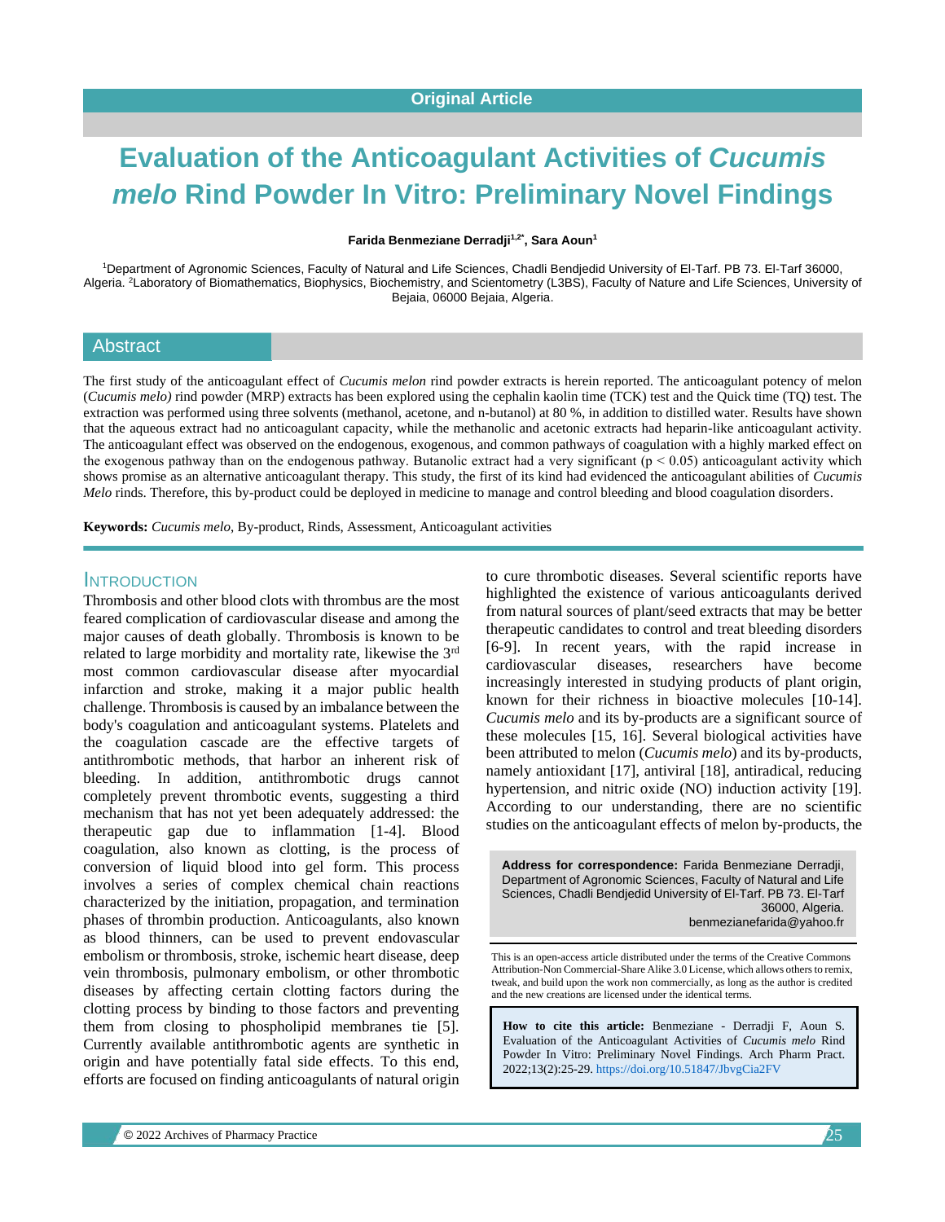Original Article

# Evaluation of the Anticoagulant Activities of *Cucumis melo* Rind Powder In Vitro: Preliminary Novel Findings

**Farida Benmeziane Derradji[1,2*], Sara Aoun[1]**

[1]Department of Agronomic Sciences, Faculty of Natural and Life Sciences, Chadli Bendjedid University of El-Tarf. PB 73. El-Tarf 36000, Algeria. [2]Laboratory of Biomathematics, Biophysics, Biochemistry, and Scientometry (L3BS), Faculty of Nature and Life Sciences, University of Bejaia, 06000 Bejaia, Algeria.

## Abstract

The first study of the anticoagulant effect of *Cucumis melon* rind powder extracts is herein reported. The anticoagulant potency of melon (*Cucumis melo)* rind powder (MRP) extracts has been explored using the cephalin kaolin time (TCK) test and the Quick time (TQ) test. The extraction was performed using three solvents (methanol, acetone, and n-butanol) at 80 %, in addition to distilled water. Results have shown that the aqueous extract had no anticoagulant capacity, while the methanolic and acetonic extracts had heparin-like anticoagulant activity. The anticoagulant effect was observed on the endogenous, exogenous, and common pathways of coagulation with a highly marked effect on the exogenous pathway than on the endogenous pathway. Butanolic extract had a very significant ($p < 0.05$) anticoagulant activity which shows promise as an alternative anticoagulant therapy. This study, the first of its kind had evidenced the anticoagulant abilities of *Cucumis Melo* rinds. Therefore, this by-product could be deployed in medicine to manage and control bleeding and blood coagulation disorders.

**Keywords:** *Cucumis melo*, By-product, Rinds, Assessment, Anticoagulant activities

## Introduction

Thrombosis and other blood clots with thrombus are the most feared complication of cardiovascular disease and among the major causes of death globally. Thrombosis is known to be related to large morbidity and mortality rate, likewise the 3rd most common cardiovascular disease after myocardial infarction and stroke, making it a major public health challenge. Thrombosis is caused by an imbalance between the body's coagulation and anticoagulant systems. Platelets and the coagulation cascade are the effective targets of antithrombotic methods, that harbor an inherent risk of bleeding. In addition, antithrombotic drugs cannot completely prevent thrombotic events, suggesting a third mechanism that has not yet been adequately addressed: the therapeutic gap due to inflammation [1-4]. Blood coagulation, also known as clotting, is the process of conversion of liquid blood into gel form. This process involves a series of complex chemical chain reactions characterized by the initiation, propagation, and termination phases of thrombin production. Anticoagulants, also known as blood thinners, can be used to prevent endovascular embolism or thrombosis, stroke, ischemic heart disease, deep vein thrombosis, pulmonary embolism, or other thrombotic diseases by affecting certain clotting factors during the clotting process by binding to those factors and preventing them from closing to phospholipid membranes tie [5]. Currently available antithrombotic agents are synthetic in origin and have potentially fatal side effects. To this end, efforts are focused on finding anticoagulants of natural origin to cure thrombotic diseases. Several scientific reports have highlighted the existence of various anticoagulants derived from natural sources of plant/seed extracts that may be better therapeutic candidates to control and treat bleeding disorders [6-9]. In recent years, with the rapid increase in cardiovascular diseases, researchers have become increasingly interested in studying products of plant origin, known for their richness in bioactive molecules [10-14]. *Cucumis melo* and its by-products are a significant source of these molecules [15, 16]. Several biological activities have been attributed to melon (*Cucumis melo*) and its by-products, namely antioxidant [17], antiviral [18], antiradical, reducing hypertension, and nitric oxide (NO) induction activity [19]. According to our understanding, there are no scientific studies on the anticoagulant effects of melon by-products, the

**Address for correspondence:** Farida Benmeziane Derradji, Department of Agronomic Sciences, Faculty of Natural and Life Sciences, Chadli Bendjedid University of El-Tarf. PB 73. El-Tarf 36000, Algeria.
benmezianefarida@yahoo.fr

This is an open-access article distributed under the terms of the Creative Commons Attribution-Non Commercial-Share Alike 3.0 License, which allows others to remix, tweak, and build upon the work non commercially, as long as the author is credited and the new creations are licensed under the identical terms.

**How to cite this article:** Benmeziane - Derradji F, Aoun S. Evaluation of the Anticoagulant Activities of *Cucumis melo* Rind Powder In Vitro: Preliminary Novel Findings. Arch Pharm Pract. 2022;13(2):25-29. https://doi.org/10.51847/JbvgCia2FV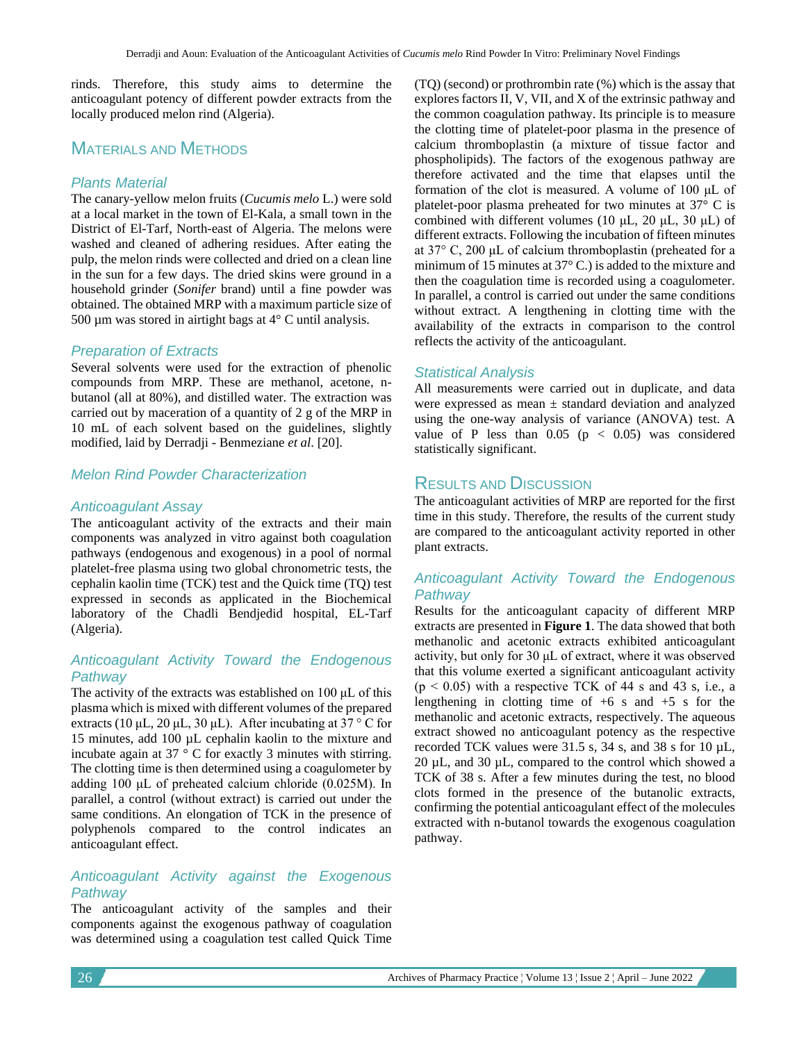rinds. Therefore, this study aims to determine the anticoagulant potency of different powder extracts from the locally produced melon rind (Algeria).

## Materials and Methods

### Plants Material

The canary-yellow melon fruits (*Cucumis melo* L.) were sold at a local market in the town of El-Kala, a small town in the District of El-Tarf, North-east of Algeria. The melons were washed and cleaned of adhering residues. After eating the pulp, the melon rinds were collected and dried on a clean line in the sun for a few days. The dried skins were ground in a household grinder (*Sonifer* brand) until a fine powder was obtained. The obtained MRP with a maximum particle size of 500 µm was stored in airtight bags at 4° C until analysis.

### Preparation of Extracts

Several solvents were used for the extraction of phenolic compounds from MRP. These are methanol, acetone, n-butanol (all at 80%), and distilled water. The extraction was carried out by maceration of a quantity of 2 g of the MRP in 10 mL of each solvent based on the guidelines, slightly modified, laid by Derradji - Benmeziane *et al*. [20].

### Melon Rind Powder Characterization

### Anticoagulant Assay

The anticoagulant activity of the extracts and their main components was analyzed in vitro against both coagulation pathways (endogenous and exogenous) in a pool of normal platelet-free plasma using two global chronometric tests, the cephalin kaolin time (TCK) test and the Quick time (TQ) test expressed in seconds as applicated in the Biochemical laboratory of the Chadli Bendjedid hospital, EL-Tarf (Algeria).

### Anticoagulant Activity Toward the Endogenous Pathway

The activity of the extracts was established on 100 µL of this plasma which is mixed with different volumes of the prepared extracts (10 µL, 20 µL, 30 µL). After incubating at 37 ° C for 15 minutes, add 100 µL cephalin kaolin to the mixture and incubate again at 37 ° C for exactly 3 minutes with stirring. The clotting time is then determined using a coagulometer by adding 100 µL of preheated calcium chloride (0.025M). In parallel, a control (without extract) is carried out under the same conditions. An elongation of TCK in the presence of polyphenols compared to the control indicates an anticoagulant effect.

### Anticoagulant Activity against the Exogenous Pathway

The anticoagulant activity of the samples and their components against the exogenous pathway of coagulation was determined using a coagulation test called Quick Time (TQ) (second) or prothrombin rate (%) which is the assay that explores factors II, V, VII, and X of the extrinsic pathway and the common coagulation pathway. Its principle is to measure the clotting time of platelet-poor plasma in the presence of calcium thromboplastin (a mixture of tissue factor and phospholipids). The factors of the exogenous pathway are therefore activated and the time that elapses until the formation of the clot is measured. A volume of 100 µL of platelet-poor plasma preheated for two minutes at 37° C is combined with different volumes (10 µL, 20 µL, 30 µL) of different extracts. Following the incubation of fifteen minutes at 37° C, 200 µL of calcium thromboplastin (preheated for a minimum of 15 minutes at 37° C.) is added to the mixture and then the coagulation time is recorded using a coagulometer. In parallel, a control is carried out under the same conditions without extract. A lengthening in clotting time with the availability of the extracts in comparison to the control reflects the activity of the anticoagulant.

### Statistical Analysis

All measurements were carried out in duplicate, and data were expressed as mean ± standard deviation and analyzed using the one-way analysis of variance (ANOVA) test. A value of P less than 0.05 ($p < 0.05$) was considered statistically significant.

## Results and Discussion

The anticoagulant activities of MRP are reported for the first time in this study. Therefore, the results of the current study are compared to the anticoagulant activity reported in other plant extracts.

### Anticoagulant Activity Toward the Endogenous Pathway

Results for the anticoagulant capacity of different MRP extracts are presented in **Figure 1**. The data showed that both methanolic and acetonic extracts exhibited anticoagulant activity, but only for 30 µL of extract, where it was observed that this volume exerted a significant anticoagulant activity ($p < 0.05$) with a respective TCK of 44 s and 43 s, i.e., a lengthening in clotting time of +6 s and +5 s for the methanolic and acetonic extracts, respectively. The aqueous extract showed no anticoagulant potency as the respective recorded TCK values were 31.5 s, 34 s, and 38 s for 10 µL, 20 µL, and 30 µL, compared to the control which showed a TCK of 38 s. After a few minutes during the test, no blood clots formed in the presence of the butanolic extracts, confirming the potential anticoagulant effect of the molecules extracted with n-butanol towards the exogenous coagulation pathway.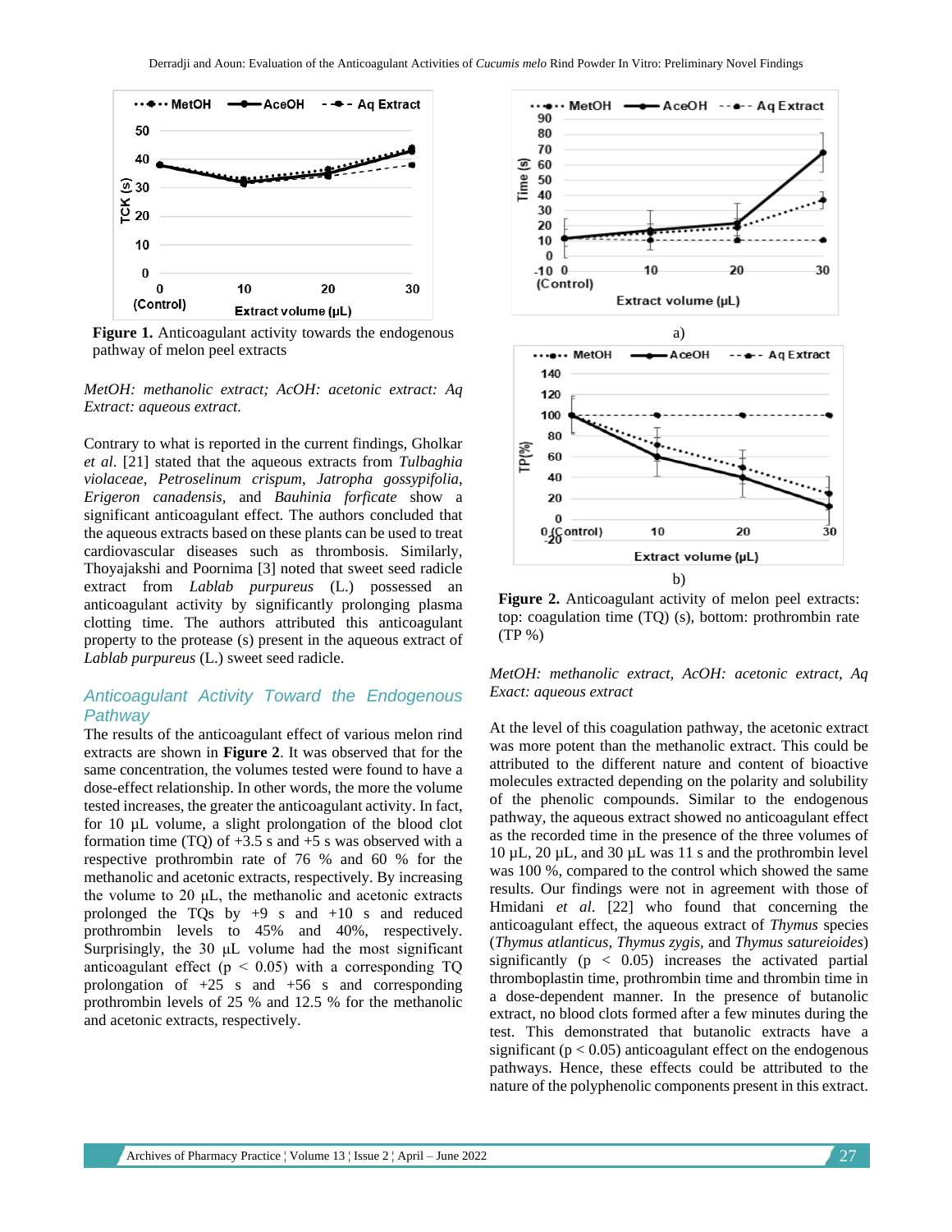**Figure 1.** Anticoagulant activity towards the endogenous pathway of melon peel extracts

*MetOH: methanolic extract; AcOH: acetonic extract: Aq Extract: aqueous extract.*

Contrary to what is reported in the current findings, Gholkar *et al*. [21] stated that the aqueous extracts from *Tulbaghia violaceae*, *Petroselinum crispum*, *Jatropha gossypifolia*, *Erigeron canadensis,* and *Bauhinia forficate* show a significant anticoagulant effect. The authors concluded that the aqueous extracts based on these plants can be used to treat cardiovascular diseases such as thrombosis. Similarly, Thoyajakshi and Poornima [3] noted that sweet seed radicle extract from *Lablab purpureus* (L.) possessed an anticoagulant activity by significantly prolonging plasma clotting time. The authors attributed this anticoagulant property to the protease (s) present in the aqueous extract of *Lablab purpureus* (L.) sweet seed radicle.

## Anticoagulant Activity Toward the Endogenous Pathway

The results of the anticoagulant effect of various melon rind extracts are shown in **Figure 2**. It was observed that for the same concentration, the volumes tested were found to have a dose-effect relationship. In other words, the more the volume tested increases, the greater the anticoagulant activity. In fact, for 10 µL volume, a slight prolongation of the blood clot formation time (TQ) of +3.5 s and +5 s was observed with a respective prothrombin rate of 76 % and 60 % for the methanolic and acetonic extracts, respectively. By increasing the volume to 20 µL, the methanolic and acetonic extracts prolonged the TQs by +9 s and +10 s and reduced prothrombin levels to 45% and 40%, respectively. Surprisingly, the 30 µL volume had the most significant anticoagulant effect ($p < 0.05$) with a corresponding TQ prolongation of +25 s and +56 s and corresponding prothrombin levels of 25 % and 12.5 % for the methanolic and acetonic extracts, respectively.

a)

b)

**Figure 2.** Anticoagulant activity of melon peel extracts: top: coagulation time (TQ) (s), bottom: prothrombin rate (TP %)

*MetOH: methanolic extract, AcOH: acetonic extract, Aq Exact: aqueous extract*

At the level of this coagulation pathway, the acetonic extract was more potent than the methanolic extract. This could be attributed to the different nature and content of bioactive molecules extracted depending on the polarity and solubility of the phenolic compounds. Similar to the endogenous pathway, the aqueous extract showed no anticoagulant effect as the recorded time in the presence of the three volumes of 10 µL, 20 µL, and 30 µL was 11 s and the prothrombin level was 100 %, compared to the control which showed the same results. Our findings were not in agreement with those of Hmidani *et al*. [22] who found that concerning the anticoagulant effect, the aqueous extract of *Thymus* species (*Thymus atlanticus*, *Thymus zygis,* and *Thymus satureioides*) significantly ($p < 0.05$) increases the activated partial thromboplastin time, prothrombin time and thrombin time in a dose-dependent manner. In the presence of butanolic extract, no blood clots formed after a few minutes during the test. This demonstrated that butanolic extracts have a significant ($p < 0.05$) anticoagulant effect on the endogenous pathways. Hence, these effects could be attributed to the nature of the polyphenolic components present in this extract.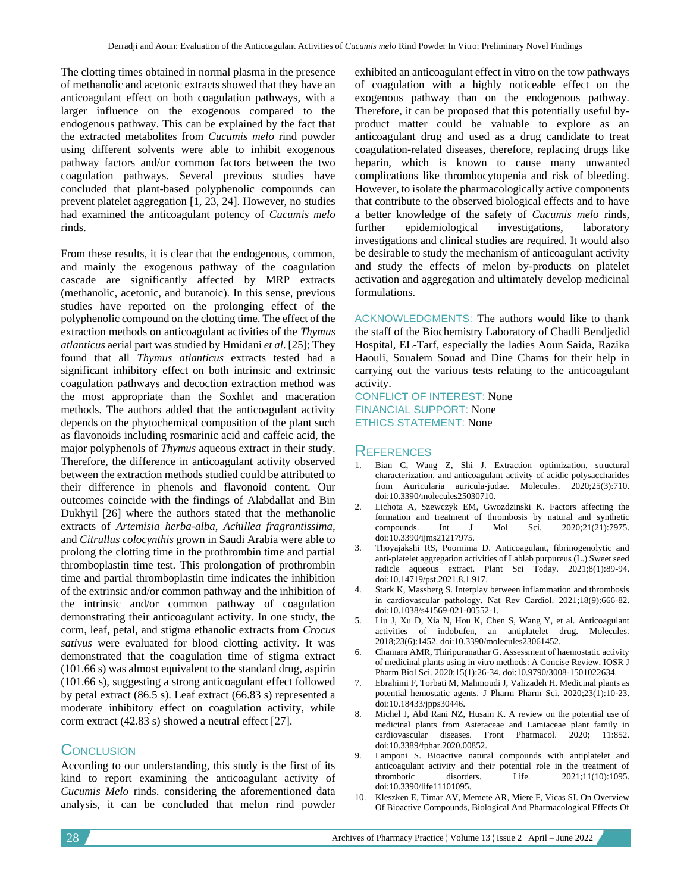The clotting times obtained in normal plasma in the presence of methanolic and acetonic extracts showed that they have an anticoagulant effect on both coagulation pathways, with a larger influence on the exogenous compared to the endogenous pathway. This can be explained by the fact that the extracted metabolites from *Cucumis melo* rind powder using different solvents were able to inhibit exogenous pathway factors and/or common factors between the two coagulation pathways. Several previous studies have concluded that plant-based polyphenolic compounds can prevent platelet aggregation [1, 23, 24]. However, no studies had examined the anticoagulant potency of *Cucumis melo* rinds.

From these results, it is clear that the endogenous, common, and mainly the exogenous pathway of the coagulation cascade are significantly affected by MRP extracts (methanolic, acetonic, and butanoic). In this sense, previous studies have reported on the prolonging effect of the polyphenolic compound on the clotting time. The effect of the extraction methods on anticoagulant activities of the *Thymus atlanticus* aerial part was studied by Hmidani *et al*. [25]; They found that all *Thymus atlanticus* extracts tested had a significant inhibitory effect on both intrinsic and extrinsic coagulation pathways and decoction extraction method was the most appropriate than the Soxhlet and maceration methods. The authors added that the anticoagulant activity depends on the phytochemical composition of the plant such as flavonoids including rosmarinic acid and caffeic acid, the major polyphenols of *Thymus* aqueous extract in their study. Therefore, the difference in anticoagulant activity observed between the extraction methods studied could be attributed to their difference in phenols and flavonoid content. Our outcomes coincide with the findings of Alabdallat and Bin Dukhyil [26] where the authors stated that the methanolic extracts of *Artemisia herba-alba*, *Achillea fragrantissima*, and *Citrullus colocynthis* grown in Saudi Arabia were able to prolong the clotting time in the prothrombin time and partial thromboplastin time test. This prolongation of prothrombin time and partial thromboplastin time indicates the inhibition of the extrinsic and/or common pathway and the inhibition of the intrinsic and/or common pathway of coagulation demonstrating their anticoagulant activity. In one study, the corm, leaf, petal, and stigma ethanolic extracts from *Crocus sativus* were evaluated for blood clotting activity. It was demonstrated that the coagulation time of stigma extract (101.66 s) was almost equivalent to the standard drug, aspirin (101.66 s), suggesting a strong anticoagulant effect followed by petal extract (86.5 s). Leaf extract (66.83 s) represented a moderate inhibitory effect on coagulation activity, while corm extract (42.83 s) showed a neutral effect [27].

## Conclusion

According to our understanding, this study is the first of its kind to report examining the anticoagulant activity of *Cucumis Melo* rinds. considering the aforementioned data analysis, it can be concluded that melon rind powder exhibited an anticoagulant effect in vitro on the tow pathways of coagulation with a highly noticeable effect on the exogenous pathway than on the endogenous pathway. Therefore, it can be proposed that this potentially useful by-product matter could be valuable to explore as an anticoagulant drug and used as a drug candidate to treat coagulation-related diseases, therefore, replacing drugs like heparin, which is known to cause many unwanted complications like thrombocytopenia and risk of bleeding. However, to isolate the pharmacologically active components that contribute to the observed biological effects and to have a better knowledge of the safety of *Cucumis melo* rinds, further epidemiological investigations, laboratory investigations and clinical studies are required. It would also be desirable to study the mechanism of anticoagulant activity and study the effects of melon by-products on platelet activation and aggregation and ultimately develop medicinal formulations.

ACKNOWLEDGMENTS: The authors would like to thank the staff of the Biochemistry Laboratory of Chadli Bendjedid Hospital, EL-Tarf, especially the ladies Aoun Saida, Razika Haouli, Soualem Souad and Dine Chams for their help in carrying out the various tests relating to the anticoagulant activity.

CONFLICT OF INTEREST: None

FINANCIAL SUPPORT: None

ETHICS STATEMENT: None

## References

1. Bian C, Wang Z, Shi J. Extraction optimization, structural characterization, and anticoagulant activity of acidic polysaccharides from Auricularia auricula-judae. Molecules. 2020;25(3):710. doi:10.3390/molecules25030710.
2. Lichota A, Szewczyk EM, Gwozdzinski K. Factors affecting the formation and treatment of thrombosis by natural and synthetic compounds. Int J Mol Sci. 2020;21(21):7975. doi:10.3390/ijms21217975.
3. Thoyajakshi RS, Poornima D. Anticoagulant, fibrinogenolytic and anti-platelet aggregation activities of Lablab purpureus (L.) Sweet seed radicle aqueous extract. Plant Sci Today. 2021;8(1):89-94. doi:10.14719/pst.2021.8.1.917.
4. Stark K, Massberg S. Interplay between inflammation and thrombosis in cardiovascular pathology. Nat Rev Cardiol. 2021;18(9):666-82. doi:10.1038/s41569-021-00552-1.
5. Liu J, Xu D, Xia N, Hou K, Chen S, Wang Y, et al. Anticoagulant activities of indobufen, an antiplatelet drug. Molecules. 2018;23(6):1452. doi:10.3390/molecules23061452.
6. Chamara AMR, Thiripuranathar G. Assessment of haemostatic activity of medicinal plants using in vitro methods: A Concise Review. IOSR J Pharm Biol Sci. 2020;15(1):26-34. doi:10.9790/3008-1501022634.
7. Ebrahimi F, Torbati M, Mahmoudi J, Valizadeh H. Medicinal plants as potential hemostatic agents. J Pharm Pharm Sci. 2020;23(1):10-23. doi:10.18433/jpps30446.
8. Michel J, Abd Rani NZ, Husain K. A review on the potential use of medicinal plants from Asteraceae and Lamiaceae plant family in cardiovascular diseases. Front Pharmacol. 2020; 11:852. doi:10.3389/fphar.2020.00852.
9. Lamponi S. Bioactive natural compounds with antiplatelet and anticoagulant activity and their potential role in the treatment of thrombotic disorders. Life. 2021;11(10):1095. doi:10.3390/life11101095.
10. Kleszken E, Timar AV, Memete AR, Miere F, Vicas SI. On Overview Of Bioactive Compounds, Biological And Pharmacological Effects Of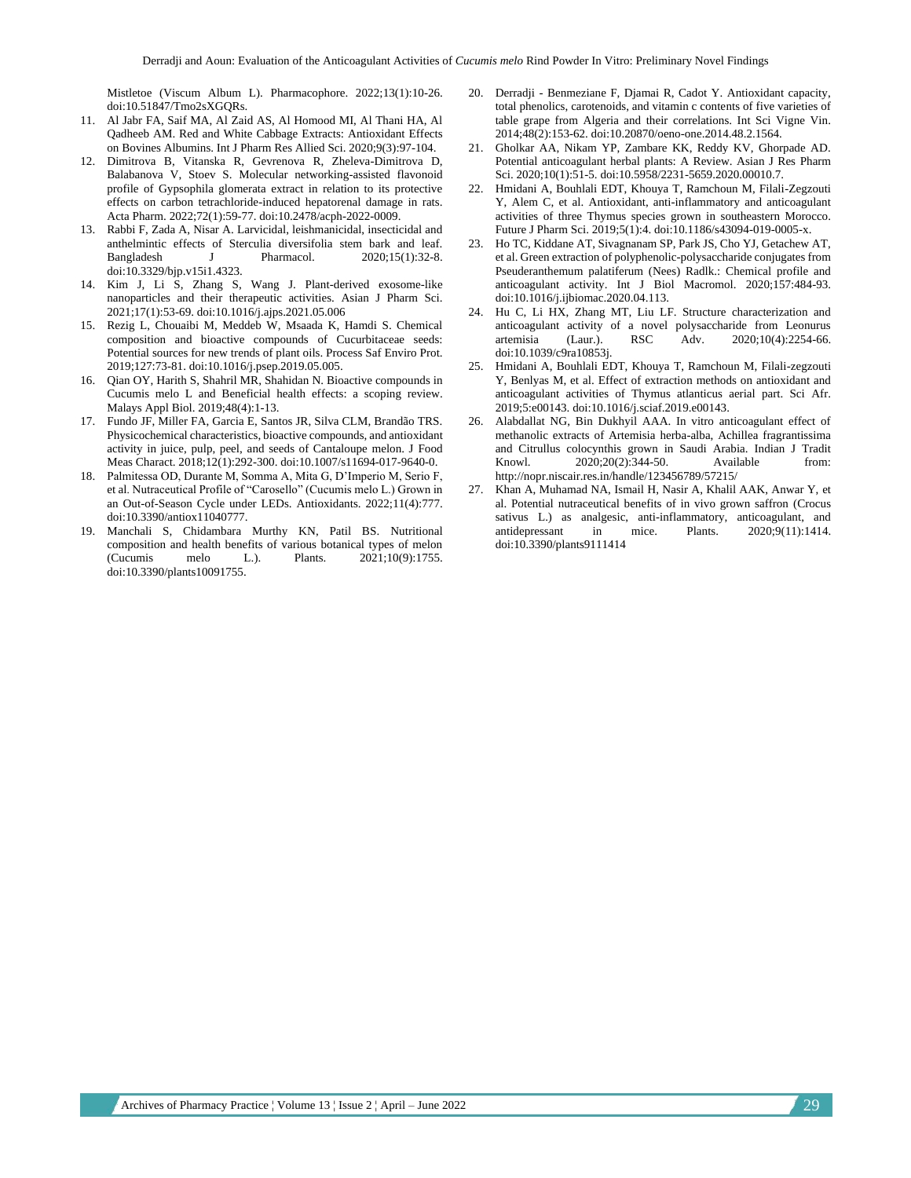Mistletoe (Viscum Album L). Pharmacophore. 2022;13(1):10-26. doi:10.51847/Tmo2sXGQRs.

11. Al Jabr FA, Saif MA, Al Zaid AS, Al Homood MI, Al Thani HA, Al Qadheeb AM. Red and White Cabbage Extracts: Antioxidant Effects on Bovines Albumins. Int J Pharm Res Allied Sci. 2020;9(3):97-104.
12. Dimitrova B, Vitanska R, Gevrenova R, Zheleva-Dimitrova D, Balabanova V, Stoev S. Molecular networking-assisted flavonoid profile of Gypsophila glomerata extract in relation to its protective effects on carbon tetrachloride-induced hepatorenal damage in rats. Acta Pharm. 2022;72(1):59-77. doi:10.2478/acph-2022-0009.
13. Rabbi F, Zada A, Nisar A. Larvicidal, leishmanicidal, insecticidal and anthelmintic effects of Sterculia diversifolia stem bark and leaf. Bangladesh J Pharmacol. 2020;15(1):32-8. doi:10.3329/bjp.v15i1.4323.
14. Kim J, Li S, Zhang S, Wang J. Plant-derived exosome-like nanoparticles and their therapeutic activities. Asian J Pharm Sci. 2021;17(1):53-69. doi:10.1016/j.ajps.2021.05.006
15. Rezig L, Chouaibi M, Meddeb W, Msaada K, Hamdi S. Chemical composition and bioactive compounds of Cucurbitaceae seeds: Potential sources for new trends of plant oils. Process Saf Enviro Prot. 2019;127:73-81. doi:10.1016/j.psep.2019.05.005.
16. Qian OY, Harith S, Shahril MR, Shahidan N. Bioactive compounds in Cucumis melo L and Beneficial health effects: a scoping review. Malays Appl Biol. 2019;48(4):1-13.
17. Fundo JF, Miller FA, Garcia E, Santos JR, Silva CLM, Brandão TRS. Physicochemical characteristics, bioactive compounds, and antioxidant activity in juice, pulp, peel, and seeds of Cantaloupe melon. J Food Meas Charact. 2018;12(1):292-300. doi:10.1007/s11694-017-9640-0.
18. Palmitessa OD, Durante M, Somma A, Mita G, D'Imperio M, Serio F, et al. Nutraceutical Profile of "Carosello" (Cucumis melo L.) Grown in an Out-of-Season Cycle under LEDs. Antioxidants. 2022;11(4):777. doi:10.3390/antiox11040777.
19. Manchali S, Chidambara Murthy KN, Patil BS. Nutritional composition and health benefits of various botanical types of melon (Cucumis melo L.). Plants. 2021;10(9):1755. doi:10.3390/plants10091755.
20. Derradji - Benmeziane F, Djamai R, Cadot Y. Antioxidant capacity, total phenolics, carotenoids, and vitamin c contents of five varieties of table grape from Algeria and their correlations. Int Sci Vigne Vin. 2014;48(2):153-62. doi:10.20870/oeno-one.2014.48.2.1564.
21. Gholkar AA, Nikam YP, Zambare KK, Reddy KV, Ghorpade AD. Potential anticoagulant herbal plants: A Review. Asian J Res Pharm Sci. 2020;10(1):51-5. doi:10.5958/2231-5659.2020.00010.7.
22. Hmidani A, Bouhlali EDT, Khouya T, Ramchoun M, Filali-Zegzouti Y, Alem C, et al. Antioxidant, anti-inflammatory and anticoagulant activities of three Thymus species grown in southeastern Morocco. Future J Pharm Sci. 2019;5(1):4. doi:10.1186/s43094-019-0005-x.
23. Ho TC, Kiddane AT, Sivagnanam SP, Park JS, Cho YJ, Getachew AT, et al. Green extraction of polyphenolic-polysaccharide conjugates from Pseuderanthemum palatiferum (Nees) Radlk.: Chemical profile and anticoagulant activity. Int J Biol Macromol. 2020;157:484-93. doi:10.1016/j.ijbiomac.2020.04.113.
24. Hu C, Li HX, Zhang MT, Liu LF. Structure characterization and anticoagulant activity of a novel polysaccharide from Leonurus artemisia (Laur.). RSC Adv. 2020;10(4):2254-66. doi:10.1039/c9ra10853j.
25. Hmidani A, Bouhlali EDT, Khouya T, Ramchoun M, Filali-zegzouti Y, Benlyas M, et al. Effect of extraction methods on antioxidant and anticoagulant activities of Thymus atlanticus aerial part. Sci Afr. 2019;5:e00143. doi:10.1016/j.sciaf.2019.e00143.
26. Alabdallat NG, Bin Dukhyil AAA. In vitro anticoagulant effect of methanolic extracts of Artemisia herba-alba, Achillea fragrantissima and Citrullus colocynthis grown in Saudi Arabia. Indian J Tradit Knowl. 2020;20(2):344-50. Available from: http://nopr.niscair.res.in/handle/123456789/57215/
27. Khan A, Muhamad NA, Ismail H, Nasir A, Khalil AAK, Anwar Y, et al. Potential nutraceutical benefits of in vivo grown saffron (Crocus sativus L.) as analgesic, anti-inflammatory, anticoagulant, and antidepressant in mice. Plants. 2020;9(11):1414. doi:10.3390/plants9111414